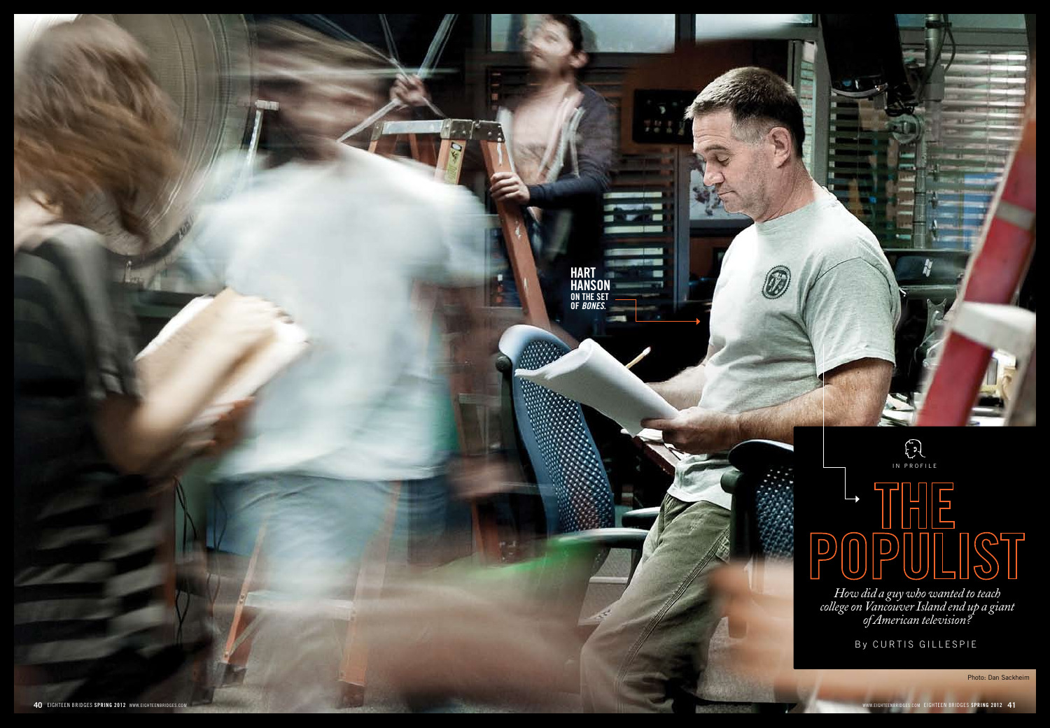HART HANSON ON THE SET OF *BONES.*

IN PROFILE

# THE POPULIST

*How did a guy who wanted to teach college on Vancouver Island end up a giant of American television?*

By CURTIS GILLESPIE

Photo: Dan Sackheim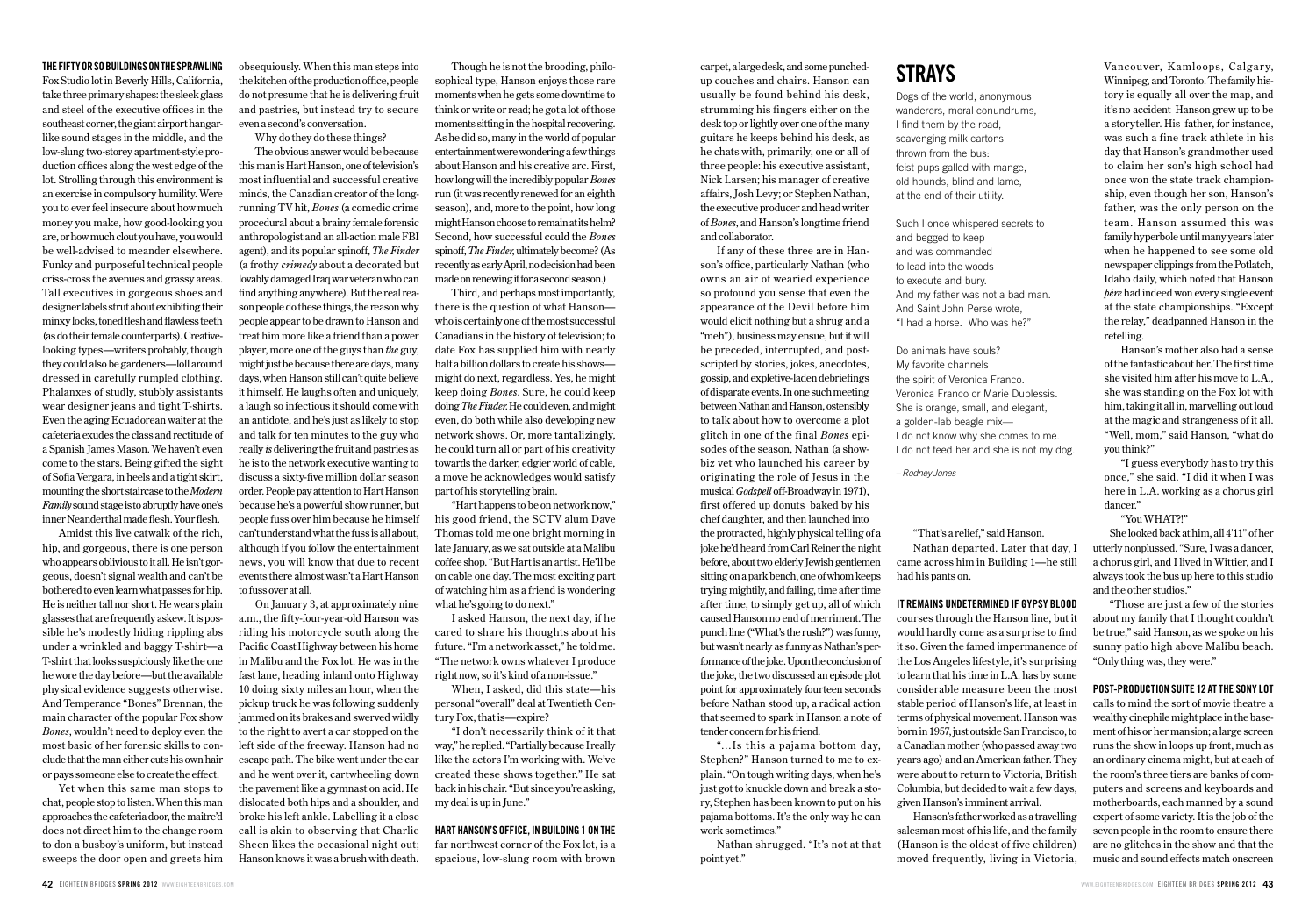**THE FIFTY OR SO BUILDINGS ON THE SPRAWLING** Fox Studio lot in Beverly Hills, California, take three primary shapes: the sleek glass and steel of the executive offices in the southeast corner, the giant airport hangar-like sound stages in the middle, and the low-slung two-storey apartment-style production offices along the west edge of the lot. Strolling through this environment is an exercise in compulsory humility. Were you to ever feel insecure about how much money you make, how good-looking you are, or how much clout you have, you would be well-advised to meander elsewhere. Funky and purposeful technical people criss-cross the avenues and grassy areas. Tall executives in gorgeous shoes and designer labels strut about exhibiting their minxy locks, toned flesh and flawless teeth (as do their female counterparts). Creative-looking types—writers probably, though they could also be gardeners—loll around dressed in carefully rumpled clothing. Phalanxes of studly, stubbly assistants wear designer jeans and tight T-shirts. Even the aging Ecuadorean waiter at the cafeteria exudes the class and rectitude of a Spanish James Mason. We haven't even come to the stars. Being gifted the sight of Sofia Vergara, in heels and a tight skirt, mounting the short staircase to the *Modern Family* sound stage is to abruptly have one's inner Neanderthal made flesh. Your flesh.

Amidst this live catwalk of the rich, hip, and gorgeous, there is one person who appears oblivious to it all. He isn't gorgeous, doesn't signal wealth and can't be bothered to even learn what passes for hip. He is neither tall nor short. He wears plain glasses that are frequently askew. It is possible he's modestly hiding rippling abs under a wrinkled and baggy T-shirt—a T-shirt that looks suspiciously like the one he wore the day before—but the available physical evidence suggests otherwise. And Temperance "Bones" Brennan, the main character of the popular Fox show *Bones*, wouldn't need to deploy even the most basic of her forensic skills to conclude that the man either cuts his own hair or pays someone else to create the effect.

Yet when this same man stops to chat, people stop to listen. When this man approaches the cafeteria door, the maitre'd does not direct him to the change room to don a busboy's uniform, but instead sweeps the door open and greets him obsequiously. When this man steps into the kitchen of the production office, people do not presume that he is delivering fruit and pastries, but instead try to secure even a second's conversation.

Why do they do these things?

The obvious answer would be because this man is Hart Hanson, one of television's most influential and successful creative minds, the Canadian creator of the long-running TV hit, *Bones* (a comedic crime procedural about a brainy female forensic anthropologist and an all-action male FBI agent), and its popular spinoff, *The Finder* (a frothy *crimedy* about a decorated but lovably damaged Iraq war veteran who can find anything anywhere). But the real reason people do these things, the reason why people appear to be drawn to Hanson and treat him more like a friend than a power player, more one of the guys than *the* guy, might just be because there are days, many days, when Hanson still can't quite believe it himself. He laughs often and uniquely, a laugh so infectious it should come with an antidote, and he's just as likely to stop and talk for ten minutes to the guy who really *is* delivering the fruit and pastries as he is to the network executive wanting to discuss a sixty-five million dollar season order. People pay attention to Hart Hanson because he's a powerful show runner, but people fuss over him because he himself can't understand what the fuss is all about, although if you follow the entertainment news, you will know that due to recent events there almost wasn't a Hart Hanson to fuss over at all.

On January 3, at approximately nine a.m., the fifty-four-year-old Hanson was riding his motorcycle south along the Pacific Coast Highway between his home in Malibu and the Fox lot. He was in the fast lane, heading inland onto Highway 10 doing sixty miles an hour, when the pickup truck he was following suddenly jammed on its brakes and swerved wildly to the right to avert a car stopped on the left side of the freeway. Hanson had no escape path. The bike went under the car and he went over it, cartwheeling down the pavement like a gymnast on acid. He dislocated both hips and a shoulder, and broke his left ankle. Labelling it a close call is akin to observing that Charlie Sheen likes the occasional night out; Hanson knows it was a brush with death.

Though he is not the brooding, philosophical type, Hanson enjoys those rare moments when he gets some downtime to think or write or read; he got a lot of those moments sitting in the hospital recovering. As he did so, many in the world of popular entertainment were wondering a few things about Hanson and his creative arc. First, how long will the incredibly popular *Bones* run (it was recently renewed for an eighth season), and, more to the point, how long might Hanson choose to remain at its helm? Second, how successful could the *Bones* spinoff, *The Finder*, ultimately become? (As recently as early April, no decision had been made on renewing it for a second season.)

Third, and perhaps most importantly, there is the question of what Hanson—who is certainly one of the most successful Canadians in the history of television; to date Fox has supplied him with nearly half a billion dollars to create his shows—might do next, regardless. Yes, he might keep doing *Bones*. Sure, he could keep doing *The Finder*. He could even, and might even, do both while also developing new network shows. Or, more tantalizingly, he could turn all or part of his creativity towards the darker, edgier world of cable, a move he acknowledges would satisfy part of his storytelling brain.

"Hart happens to be on network now," his good friend, the SCTV alum Dave Thomas told me one bright morning in late January, as we sat outside at a Malibu coffee shop. "But Hart is an artist. He'll be on cable one day. The most exciting part of watching him as a friend is wondering what he's going to do next."

I asked Hanson, the next day, if he cared to share his thoughts about his future. "I'm a network asset," he told me. "The network owns whatever I produce right now, so it's kind of a non-issue."

When, I asked, did this state—his personal "overall" deal at Twentieth Century Fox, that is—expire?

"I don't necessarily think of it that way," he replied. "Partially because I really like the actors I'm working with. We've created these shows together." He sat back in his chair. "But since you're asking, my deal is up in June."

**HART HANSON'S OFFICE, IN BUILDING 1 ON THE** far northwest corner of the Fox lot, is a spacious, low-slung room with brown carpet, a large desk, and some punched-up couches and chairs. Hanson can usually be found behind his desk, strumming his fingers either on the desk top or lightly over one of the many guitars he keeps behind his desk, as he chats with, primarily, one or all of three people: his executive assistant, Nick Larsen; his manager of creative affairs, Josh Levy; or Stephen Nathan, the executive producer and head writer of *Bones*, and Hanson's longtime friend and collaborator.

If any of these three are in Hanson's office, particularly Nathan (who owns an air of wearied experience so profound you sense that even the appearance of the Devil before him would elicit nothing but a shrug and a "meh"), business may ensue, but it will be preceded, interrupted, and post-scripted by stories, jokes, anecdotes, gossip, and expletive-laden debriefings of disparate events. In one such meeting between Nathan and Hanson, ostensibly to talk about how to overcome a plot glitch in one of the final *Bones* episodes of the season, Nathan (a show-biz vet who launched his career by originating the role of Jesus in the musical *Godspell* off-Broadway in 1971), first offered up donuts baked by his chef daughter, and then launched into the protracted, highly physical telling of a joke he'd heard from Carl Reiner the night before, about two elderly Jewish gentlemen sitting on a park bench, one of whom keeps trying mightily, and failing, time after time after time, to simply get up, all of which caused Hanson no end of merriment. The punch line ("What's the rush?") was funny, but wasn't nearly as funny as Nathan's performance of the joke. Upon the conclusion of the joke, the two discussed an episode plot point for approximately fourteen seconds before Nathan stood up, a radical action that seemed to spark in Hanson a note of tender concern for his friend.

"…Is this a pajama bottom day, Stephen?" Hanson turned to me to explain. "On tough writing days, when he's just got to knuckle down and break a story, Stephen has been known to put on his pajama bottoms. It's the only way he can work sometimes."

Nathan shrugged. "It's not at that point yet."

"That's a relief," said Hanson.

Nathan departed. Later that day, I came across him in Building 1—he still had his pants on.

**IT REMAINS UNDETERMINED IF GYPSY BLOOD** courses through the Hanson line, but it would hardly come as a surprise to find it so. Given the famed impermanence of the Los Angeles lifestyle, it's surprising to learn that his time in L.A. has by some considerable measure been the most stable period of Hanson's life, at least in terms of physical movement. Hanson was born in 1957, just outside San Francisco, to a Canadian mother (who passed away two years ago) and an American father. They were about to return to Victoria, British Columbia, but decided to wait a few days, given Hanson's imminent arrival.

Hanson's father worked as a travelling salesman most of his life, and the family (Hanson is the oldest of five children) moved frequently, living in Victoria, Vancouver, Kamloops, Calgary, Winnipeg, and Toronto. The family history is equally all over the map, and it's no accident Hanson grew up to be a storyteller. His father, for instance, was such a fine track athlete in his day that Hanson's grandmother used to claim her son's high school had once won the state track championship, even though her son, Hanson's father, was the only person on the team. Hanson assumed this was family hyperbole until many years later when he happened to see some old newspaper clippings from the Potlatch, Idaho daily, which noted that Hanson *père* had indeed won every single event at the state championships. "Except the relay," deadpanned Hanson in the retelling.

Hanson's mother also had a sense of the fantastic about her. The first time she visited him after his move to L.A., she was standing on the Fox lot with him, taking it all in, marvelling out loud at the magic and strangeness of it all. "Well, mom," said Hanson, "what do you think?"

"I guess everybody has to try this once," she said. "I did it when I was here in L.A. working as a chorus girl dancer."

"You WHAT?!"

She looked back at him, all 4'11" of her utterly nonplussed. "Sure, I was a dancer, a chorus girl, and I lived in Wittier, and I always took the bus up here to this studio and the other studios."

"Those are just a few of the stories about my family that I thought couldn't be true," said Hanson, as we spoke on his sunny patio high above Malibu beach. "Only thing was, they were."

**POST-PRODUCTION SUITE 12 AT THE SONY LOT** calls to mind the sort of movie theatre a wealthy cinephile might place in the basement of his or her mansion; a large screen runs the show in loops up front, much as an ordinary cinema might, but at each of the room's three tiers are banks of computers and screens and keyboards and motherboards, each manned by a sound expert of some variety. It is the job of the seven people in the room to ensure there are no glitches in the show and that the music and sound effects match onscreen

## STRAYS

Dogs of the world, anonymous
wanderers, moral conundrums,
I find them by the road,
scavenging milk cartons
thrown from the bus:
feist pups galled with mange,
old hounds, blind and lame,
at the end of their utility.

Such I once whispered secrets to
and begged to keep
and was commanded
to lead into the woods
to execute and bury.
And my father was not a bad man.
And Saint John Perse wrote,
"I had a horse. Who was he?"

Do animals have souls?
My favorite channels
the spirit of Veronica Franco.
Veronica Franco or Marie Duplessis.
She is orange, small, and elegant,
a golden-lab beagle mix—
I do not know why she comes to me.
I do not feed her and she is not my dog.

*– Rodney Jones*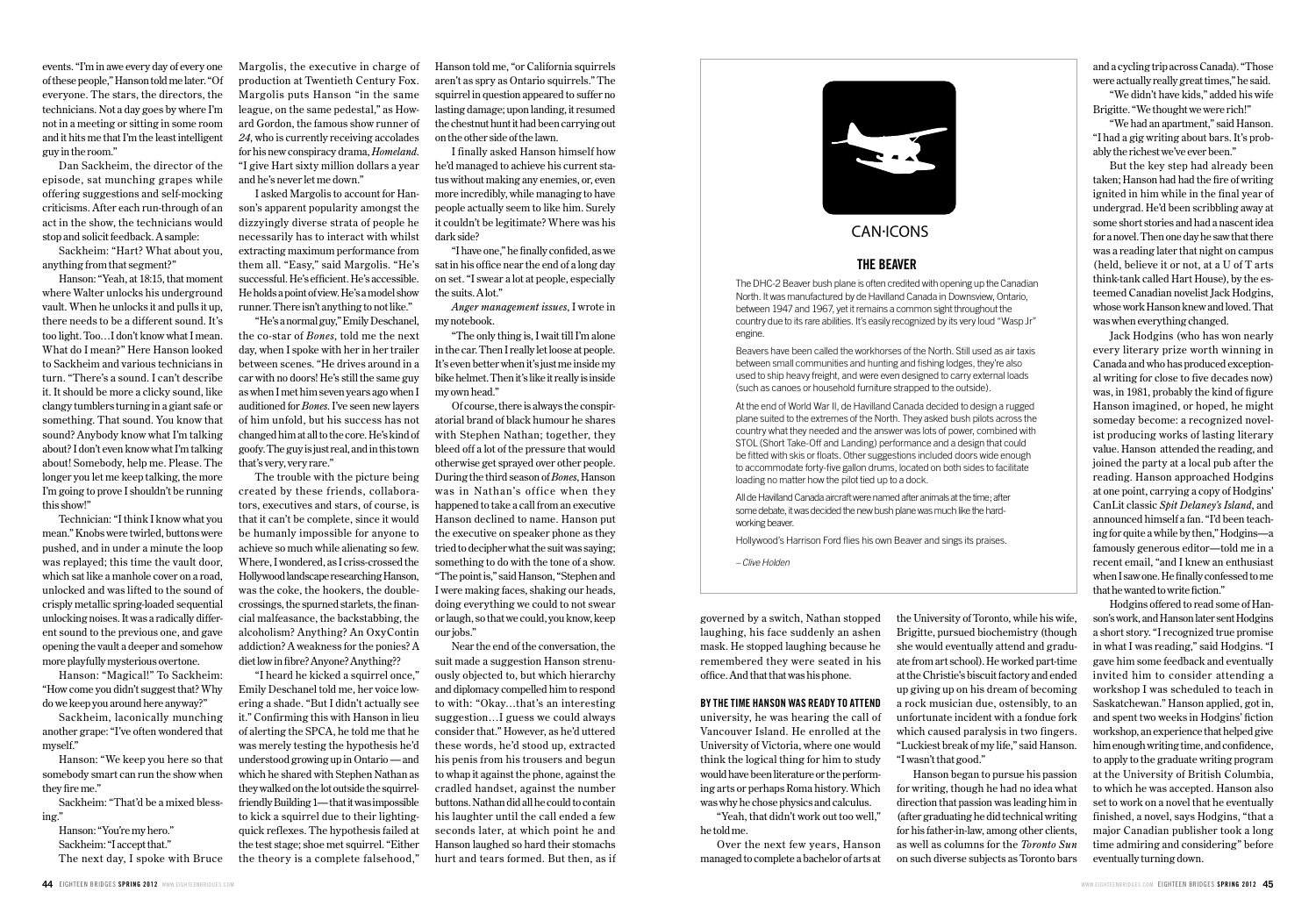events. "I'm in awe every day of every one of these people," Hanson told me later. "Of everyone. The stars, the directors, the technicians. Not a day goes by where I'm not in a meeting or sitting in some room and it hits me that I'm the least intelligent guy in the room."

Dan Sackheim, the director of the episode, sat munching grapes while offering suggestions and self-mocking criticisms. After each run-through of an act in the show, the technicians would stop and solicit feedback. A sample:

Sackheim: "Hart? What about you, anything from that segment?"

Hanson: "Yeah, at 18:15, that moment where Walter unlocks his underground vault. When he unlocks it and pulls it up, there needs to be a different sound. It's too light. Too…I don't know what I mean. What do I mean?" Here Hanson looked to Sackheim and various technicians in turn. "There's a sound. I can't describe it. It should be more a clicky sound, like clangy tumblers turning in a giant safe or something. That sound. You know that sound? Anybody know what I'm talking about? I don't even know what I'm talking about! Somebody, help me. Please. The longer you let me keep talking, the more I'm going to prove I shouldn't be running this show!"

Technician: "I think I know what you mean." Knobs were twirled, buttons were pushed, and in under a minute the loop was replayed; this time the vault door, which sat like a manhole cover on a road, unlocked and was lifted to the sound of crisply metallic spring-loaded sequential unlocking noises. It was a radically different sound to the previous one, and gave opening the vault a deeper and somehow more playfully mysterious overtone.

Hanson: "Magical!" To Sackheim: "How come you didn't suggest that? Why do we keep you around here anyway?"

Sackheim, laconically munching another grape: "I've often wondered that myself."

Hanson: "We keep you here so that somebody smart can run the show when they fire me."

Sackheim: "That'd be a mixed blessing."

Hanson: "You're my hero."

Sackheim: "I accept that."

The next day, I spoke with Bruce Margolis, the executive in charge of production at Twentieth Century Fox. Margolis puts Hanson "in the same league, on the same pedestal," as Howard Gordon, the famous show runner of *24*, who is currently receiving accolades for his new conspiracy drama, *Homeland*. "I give Hart sixty million dollars a year and he's never let me down."

I asked Margolis to account for Hanson's apparent popularity amongst the dizzyingly diverse strata of people he necessarily has to interact with whilst extracting maximum performance from them all. "Easy," said Margolis. "He's successful. He's efficient. He's accessible. He holds a point of view. He's a model show runner. There isn't anything to not like."

"He's a normal guy," Emily Deschanel, the co-star of *Bones*, told me the next day, when I spoke with her in her trailer between scenes. "He drives around in a car with no doors! He's still the same guy as when I met him seven years ago when I auditioned for *Bones*. I've seen new layers of him unfold, but his success has not changed him at all to the core. He's kind of goofy. The guy is just real, and in this town that's very, very rare."

The trouble with the picture being created by these friends, collaborators, executives and stars, of course, is that it can't be complete, since it would be humanly impossible for anyone to achieve so much while alienating so few. Where, I wondered, as I criss-crossed the Hollywood landscape researching Hanson, was the coke, the hookers, the double-crossings, the spurned starlets, the financial malfeasance, the backstabbing, the alcoholism? Anything? An OxyContin addiction? A weakness for the ponies? A diet low in fibre? Anyone? Anything??

"I heard he kicked a squirrel once," Emily Deschanel told me, her voice lowering a shade. "But I didn't actually see it." Confirming this with Hanson in lieu of alerting the SPCA, he told me that he was merely testing the hypothesis he'd understood growing up in Ontario — and which he shared with Stephen Nathan as they walked on the lot outside the squirrel-friendly Building 1 — that it was impossible to kick a squirrel due to their lightning-quick reflexes. The hypothesis failed at the test stage; shoe met squirrel. "Either the theory is a complete falsehood," Hanson told me, "or California squirrels aren't as spry as Ontario squirrels." The squirrel in question appeared to suffer no lasting damage; upon landing, it resumed the chestnut hunt it had been carrying out on the other side of the lawn.

I finally asked Hanson himself how he'd managed to achieve his current status without making any enemies, or, even more incredibly, while managing to have people actually seem to like him. Surely it couldn't be legitimate? Where was his dark side?

"I have one," he finally confided, as we sat in his office near the end of a long day on set. "I swear a lot at people, especially the suits. A lot."

*Anger management issues*, I wrote in my notebook.

"The only thing is, I wait till I'm alone in the car. Then I really let loose at people. It's even better when it's just me inside my bike helmet. Then it's like it really is inside my own head."

Of course, there is always the conspiratorial brand of black humour he shares with Stephen Nathan; together, they bleed off a lot of the pressure that would otherwise get sprayed over other people. During the third season of *Bones*, Hanson was in Nathan's office when they happened to take a call from an executive Hanson declined to name. Hanson put the executive on speaker phone as they tried to decipher what the suit was saying; something to do with the tone of a show. "The point is," said Hanson, "Stephen and I were making faces, shaking our heads, doing everything we could to not swear or laugh, so that we could, you know, keep our jobs."

Near the end of the conversation, the suit made a suggestion Hanson strenuously objected to, but which hierarchy and diplomacy compelled him to respond to with: "Okay…that's an interesting suggestion…I guess we could always consider that." However, as he'd uttered these words, he'd stood up, extracted his penis from his trousers and begun to whap it against the phone, against the cradled handset, against the number buttons. Nathan did all he could to contain his laughter until the call ended a few seconds later, at which point he and Hanson laughed so hard their stomachs hurt and tears formed. But then, as if governed by a switch, Nathan stopped laughing, his face suddenly an ashen mask. He stopped laughing because he remembered they were seated in his office. And that that was his phone.

---

CAN·ICONS

### THE BEAVER

The DHC-2 Beaver bush plane is often credited with opening up the Canadian North. It was manufactured by de Havilland Canada in Downsview, Ontario, between 1947 and 1967, yet it remains a common sight throughout the country due to its rare abilities. It's easily recognized by its very loud "Wasp Jr" engine.

Beavers have been called the workhorses of the North. Still used as air taxis between small communities and hunting and fishing lodges, they're also used to ship heavy freight, and were even designed to carry external loads (such as canoes or household furniture strapped to the outside).

At the end of World War II, de Havilland Canada decided to design a rugged plane suited to the extremes of the North. They asked bush pilots across the country what they needed and the answer was lots of power, combined with STOL (Short Take-Off and Landing) performance and a design that could be fitted with skis or floats. Other suggestions included doors wide enough to accommodate forty-five gallon drums, located on both sides to facilitate loading no matter how the pilot tied up to a dock.

All de Havilland Canada aircraft were named after animals at the time; after some debate, it was decided the new bush plane was much like the hard-working beaver.

Hollywood's Harrison Ford flies his own Beaver and sings its praises.

*– Clive Holden*

---

**BY THE TIME HANSON WAS READY TO ATTEND** university, he was hearing the call of Vancouver Island. He enrolled at the University of Victoria, where one would think the logical thing for him to study would have been literature or the performing arts or perhaps Roma history. Which was why he chose physics and calculus.

"Yeah, that didn't work out too well," he told me.

Over the next few years, Hanson managed to complete a bachelor of arts at the University of Toronto, while his wife, Brigitte, pursued biochemistry (though she would eventually attend and graduate from art school). He worked part-time at the Christie's biscuit factory and ended up giving up on his dream of becoming a rock musician due, ostensibly, to an unfortunate incident with a fondue fork which caused paralysis in two fingers. "Luckiest break of my life," said Hanson. "I wasn't that good."

Hanson began to pursue his passion for writing, though he had no idea what direction that passion was leading him in (after graduating he did technical writing for his father-in-law, among other clients, as well as columns for the *Toronto Sun* on such diverse subjects as Toronto bars and a cycling trip across Canada). "Those were actually really great times," he said.

"We didn't have kids," added his wife Brigitte. "We thought we were rich!"

"We had an apartment," said Hanson. "I had a gig writing about bars. It's probably the richest we've ever been."

But the key step had already been taken; Hanson had had the fire of writing ignited in him while in the final year of undergrad. He'd been scribbling away at some short stories and had a nascent idea for a novel. Then one day he saw that there was a reading later that night on campus (held, believe it or not, at a U of T arts think-tank called Hart House), by the esteemed Canadian novelist Jack Hodgins, whose work Hanson knew and loved. That was when everything changed.

Jack Hodgins (who has won nearly every literary prize worth winning in Canada and who has produced exceptional writing for close to five decades now) was, in 1981, probably the kind of figure Hanson imagined, or hoped, he might someday become: a recognized novelist producing works of lasting literary value. Hanson attended the reading, and joined the party at a local pub after the reading. Hanson approached Hodgins at one point, carrying a copy of Hodgins' CanLit classic *Spit Delaney's Island*, and announced himself a fan. "I'd been teaching for quite a while by then," Hodgins—a famously generous editor—told me in a recent email, "and I knew an enthusiast when I saw one. He finally confessed to me that he wanted to write fiction."

Hodgins offered to read some of Hanson's work, and Hanson later sent Hodgins a short story. "I recognized true promise in what I was reading," said Hodgins. "I gave him some feedback and eventually invited him to consider attending a workshop I was scheduled to teach in Saskatchewan." Hanson applied, got in, and spent two weeks in Hodgins' fiction workshop, an experience that helped give him enough writing time, and confidence, to apply to the graduate writing program at the University of British Columbia, to which he was accepted. Hanson also set to work on a novel that he eventually finished, a novel, says Hodgins, "that a major Canadian publisher took a long time admiring and considering" before eventually turning down.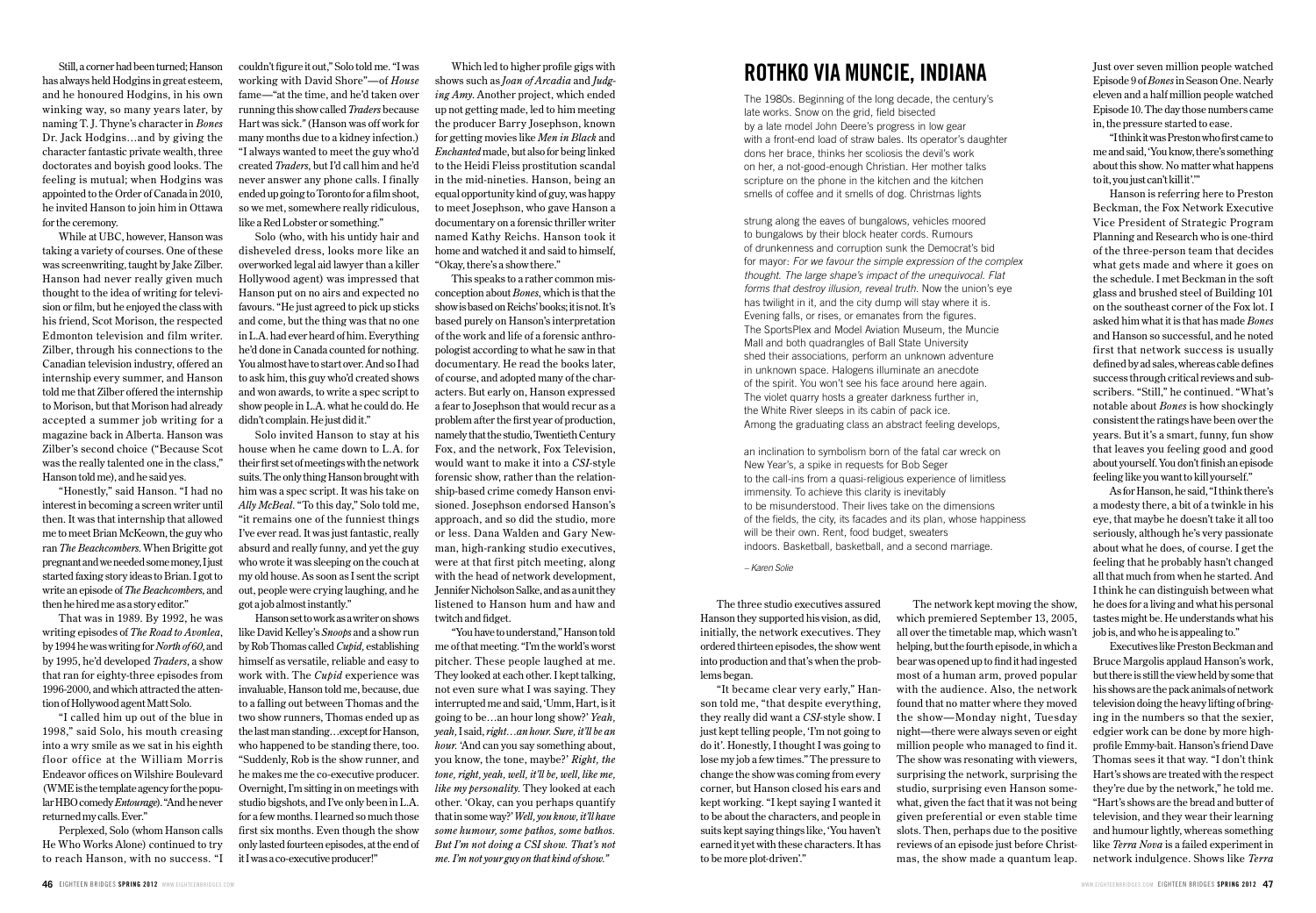Still, a corner had been turned; Hanson has always held Hodgins in great esteem, and he honoured Hodgins, in his own winking way, so many years later, by naming T. J. Thyne's character in *Bones* Dr. Jack Hodgins…and by giving the character fantastic private wealth, three doctorates and boyish good looks. The feeling is mutual; when Hodgins was appointed to the Order of Canada in 2010, he invited Hanson to join him in Ottawa for the ceremony.

While at UBC, however, Hanson was taking a variety of courses. One of these was screenwriting, taught by Jake Zilber. Hanson had never really given much thought to the idea of writing for television or film, but he enjoyed the class with his friend, Scot Morison, the respected Edmonton television and film writer. Zilber, through his connections to the Canadian television industry, offered an internship every summer, and Hanson told me that Zilber offered the internship to Morison, but that Morison had already accepted a summer job writing for a magazine back in Alberta. Hanson was Zilber's second choice ("Because Scot was the really talented one in the class," Hanson told me), and he said yes.

"Honestly," said Hanson. "I had no interest in becoming a screen writer until then. It was that internship that allowed me to meet Brian McKeown, the guy who ran *The Beachcombers*. When Brigitte got pregnant and we needed some money, I just started faxing story ideas to Brian. I got to write an episode of *The Beachcombers*, and then he hired me as a story editor."

That was in 1989. By 1992, he was writing episodes of *The Road to Avonlea*, by 1994 he was writing for *North of 60*, and by 1995, he'd developed *Traders*, a show that ran for eighty-three episodes from 1996-2000, and which attracted the attention of Hollywood agent Matt Solo.

"I called him up out of the blue in 1998," said Solo, his mouth creasing into a wry smile as we sat in his eighth floor office at the William Morris Endeavor offices on Wilshire Boulevard (WME is the template agency for the popular HBO comedy *Entourage*). "And he never returned my calls. Ever."

Perplexed, Solo (whom Hanson calls He Who Works Alone) continued to try to reach Hanson, with no success. "I couldn't figure it out," Solo told me. "I was working with David Shore"—of *House* fame—"at the time, and he'd taken over running this show called *Traders* because Hart was sick." (Hanson was off work for many months due to a kidney infection.) "I always wanted to meet the guy who'd created *Traders*, but I'd call him and he'd never answer any phone calls. I finally ended up going to Toronto for a film shoot, so we met, somewhere really ridiculous, like a Red Lobster or something."

Solo (who, with his untidy hair and disheveled dress, looks more like an overworked legal aid lawyer than a killer Hollywood agent) was impressed that Hanson put on no airs and expected no favours. "He just agreed to pick up sticks and come, but the thing was that no one in L.A. had ever heard of him. Everything he'd done in Canada counted for nothing. You almost have to start over. And so I had to ask him, this guy who'd created shows and won awards, to write a spec script to show people in L.A. what he could do. He didn't complain. He just did it."

Solo invited Hanson to stay at his house when he came down to L.A. for their first set of meetings with the network suits. The only thing Hanson brought with him was a spec script. It was his take on *Ally McBeal*. "To this day," Solo told me, "it remains one of the funniest things I've ever read. It was just fantastic, really absurd and really funny, and yet the guy who wrote it was sleeping on the couch at my old house. As soon as I sent the script out, people were crying and laughing, and he got a job almost instantly."

Hanson set to work as a writer on shows like David Kelley's *Snoops* and a show run by Rob Thomas called *Cupid*, establishing himself as versatile, reliable and easy to work with. The *Cupid* experience was invaluable, Hanson told me, because, due to a falling out between Thomas and the two show runners, Thomas ended up as the last man standing…except for Hanson, who happened to be standing there, too. "Suddenly, Rob is the show runner, and he makes me the co-executive producer. Overnight, I'm sitting in on meetings with studio bigshots, and I've only been in L.A. for a few months. I learned so much those first six months. Even though the show only lasted fourteen episodes, at the end of it I was a co-executive producer!"

Which led to higher profile gigs with shows such as *Joan of Arcadia* and *Judging Amy*. Another project, which ended up not getting made, led to him meeting the producer Barry Josephson, known for getting movies like *Men in Black* and *Enchanted* made, but also for being linked to the Heidi Fleiss prostitution scandal in the mid-nineties. Hanson, being an equal opportunity kind of guy, was happy to meet Josephson, who gave Hanson a documentary on a forensic thriller writer named Kathy Reichs. Hanson took it home and watched it and said to himself, "Okay, there's a show there."

This speaks to a rather common misconception about *Bones*, which is that the show is based on Reichs' books; it is not. It's based purely on Hanson's interpretation of the work and life of a forensic anthropologist according to what he saw in that documentary. He read the books later, of course, and adopted many of the characters. But early on, Hanson expressed a fear to Josephson that would recur as a problem after the first year of production, namely that the studio, Twentieth Century Fox, and the network, Fox Television, would want to make it into a *CSI*-style forensic show, rather than the relationship-based crime comedy Hanson envisioned. Josephson endorsed Hanson's approach, and so did the studio, more or less. Dana Walden and Gary Newman, high-ranking studio executives, were at that first pitch meeting, along with the head of network development, Jennifer Nicholson Salke, and as a unit they listened to Hanson hum and haw and twitch and fidget.

"You have to understand," Hanson told me of that meeting. "I'm the world's worst pitcher. These people laughed at me. They looked at each other. I kept talking, not even sure what I was saying. They interrupted me and said, 'Umm, Hart, is it going to be…an hour long show?' *Yeah, yeah*, I said, *right…an hour. Sure, it'll be an hour*. 'And can you say something about, you know, the tone, maybe?' *Right, the tone, right, yeah, well, it'll be, well, like me, like my personality*. They looked at each other. 'Okay, can you perhaps quantify that in some way?' *Well, you know, it'll have some humour, some pathos, some bathos. But I'm not doing a CSI show. That's not me. I'm not your guy on that kind of show*."

## ROTHKO VIA MUNCIE, INDIANA

The 1980s. Beginning of the long decade, the century's
late works. Snow on the grid, field bisected
by a late model John Deere's progress in low gear
with a front-end load of straw bales. Its operator's daughter
dons her brace, thinks her scoliosis the devil's work
on her, a not-good-enough Christian. Her mother talks
scripture on the phone in the kitchen and the kitchen
smells of coffee and it smells of dog. Christmas lights

strung along the eaves of bungalows, vehicles moored
to bungalows by their block heater cords. Rumours
of drunkenness and corruption sunk the Democrat's bid
for mayor: *For we favour the simple expression of the complex
thought. The large shape's impact of the unequivocal. Flat
forms that destroy illusion, reveal truth.* Now the union's eye
has twilight in it, and the city dump will stay where it is.
Evening falls, or rises, or emanates from the figures.
The SportsPlex and Model Aviation Museum, the Muncie
Mall and both quadrangles of Ball State University
shed their associations, perform an unknown adventure
in unknown space. Halogens illuminate an anecdote
of the spirit. You won't see his face around here again.
The violet quarry hosts a greater darkness further in,
the White River sleeps in its cabin of pack ice.
Among the graduating class an abstract feeling develops,

an inclination to symbolism born of the fatal car wreck on
New Year's, a spike in requests for Bob Seger
to the call-ins from a quasi-religious experience of limitless
immensity. To achieve this clarity is inevitably
to be misunderstood. Their lives take on the dimensions
of the fields, the city, its facades and its plan, whose happiness
will be their own. Rent, food budget, sweaters
indoors. Basketball, basketball, and a second marriage.

*– Karen Solie*

The three studio executives assured Hanson they supported his vision, as did, initially, the network executives. They ordered thirteen episodes, the show went into production and that's when the problems began.

"It became clear very early," Hanson told me, "that despite everything, they really did want a *CSI*-style show. I just kept telling people, 'I'm not going to do it'. Honestly, I thought I was going to lose my job a few times." The pressure to change the show was coming from every corner, but Hanson closed his ears and kept working. "I kept saying I wanted it to be about the characters, and people in suits kept saying things like, 'You haven't earned it yet with these characters. It has to be more plot-driven'."

The network kept moving the show, which premiered September 13, 2005, all over the timetable map, which wasn't helping, but the fourth episode, in which a bear was opened up to find it had ingested most of a human arm, proved popular with the audience. Also, the network found that no matter where they moved the show—Monday night, Tuesday night—there were always seven or eight million people who managed to find it. The show was resonating with viewers, surprising the network, surprising the studio, surprising even Hanson somewhat, given the fact that it was not being given preferential or even stable time slots. Then, perhaps due to the positive reviews of an episode just before Christmas, the show made a quantum leap. Just over seven million people watched Episode 9 of *Bones* in Season One. Nearly eleven and a half million people watched Episode 10. The day those numbers came in, the pressure started to ease.

"I think it was Preston who first came to me and said, 'You know, there's something about this show. No matter what happens to it, you just can't kill it'."

Hanson is referring here to Preston Beckman, the Fox Network Executive Vice President of Strategic Program Planning and Research who is one-third of the three-person team that decides what gets made and where it goes on the schedule. I met Beckman in the soft glass and brushed steel of Building 101 on the southeast corner of the Fox lot. I asked him what it is that has made *Bones* and Hanson so successful, and he noted first that network success is usually defined by ad sales, whereas cable defines success through critical reviews and subscribers. "Still," he continued. "What's notable about *Bones* is how shockingly consistent the ratings have been over the years. But it's a smart, funny, fun show that leaves you feeling good and good about yourself. You don't finish an episode feeling like you want to kill yourself."

As for Hanson, he said, "I think there's a modesty there, a bit of a twinkle in his eye, that maybe he doesn't take it all too seriously, although he's very passionate about what he does, of course. I get the feeling that he probably hasn't changed all that much from when he started. And I think he can distinguish between what he does for a living and what his personal tastes might be. He understands what his job is, and who he is appealing to."

Executives like Preston Beckman and Bruce Margolis applaud Hanson's work, but there is still the view held by some that his shows are the pack animals of network television doing the heavy lifting of bringing in the numbers so that the sexier, edgier work can be done by more high-profile Emmy-bait. Hanson's friend Dave Thomas sees it that way. "I don't think Hart's shows are treated with the respect they're due by the network," he told me. "Hart's shows are the bread and butter of television, and they wear their learning and humour lightly, whereas something like *Terra Nova* is a failed experiment in network indulgence. Shows like *Terra*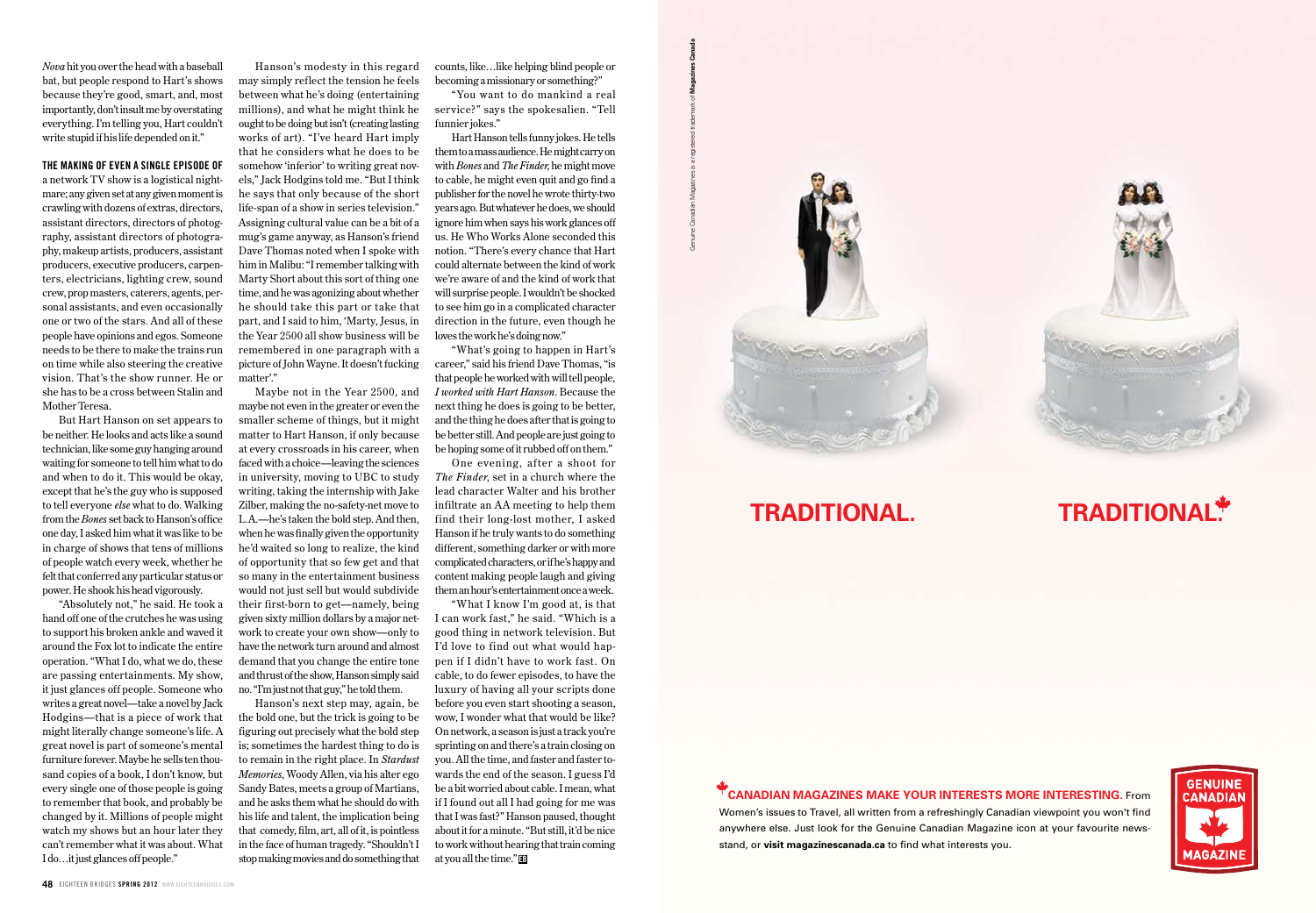*Nova* hit you over the head with a baseball bat, but people respond to Hart's shows because they're good, smart, and, most importantly, don't insult me by overstating everything. I'm telling you, Hart couldn't write stupid if his life depended on it."

**THE MAKING OF EVEN A SINGLE EPISODE OF** a network TV show is a logistical nightmare; any given set at any given moment is crawling with dozens of extras, directors, assistant directors, directors of photography, assistant directors of photography, makeup artists, producers, assistant producers, executive producers, carpenters, electricians, lighting crew, sound crew, prop masters, caterers, agents, personal assistants, and even occasionally one or two of the stars. And all of these people have opinions and egos. Someone needs to be there to make the trains run on time while also steering the creative vision. That's the show runner. He or she has to be a cross between Stalin and Mother Teresa.

But Hart Hanson on set appears to be neither. He looks and acts like a sound technician, like some guy hanging around waiting for someone to tell him what to do and when to do it. This would be okay, except that he's the guy who is supposed to tell everyone *else* what to do. Walking from the *Bones* set back to Hanson's office one day, I asked him what it was like to be in charge of shows that tens of millions of people watch every week, whether he felt that conferred any particular status or power. He shook his head vigorously.

"Absolutely not," he said. He took a hand off one of the crutches he was using to support his broken ankle and waved it around the Fox lot to indicate the entire operation. "What I do, what we do, these are passing entertainments. My show, it just glances off people. Someone who writes a great novel—take a novel by Jack Hodgins—that is a piece of work that might literally change someone's life. A great novel is part of someone's mental furniture forever. Maybe he sells ten thousand copies of a book, I don't know, but every single one of those people is going to remember that book, and probably be changed by it. Millions of people might watch my shows but an hour later they can't remember what it was about. What I do…it just glances off people."

Hanson's modesty in this regard may simply reflect the tension he feels between what he's doing (entertaining millions), and what he might think he ought to be doing but isn't (creating lasting works of art). "I've heard Hart imply that he considers what he does to be somehow 'inferior' to writing great novels," Jack Hodgins told me. "But I think he says that only because of the short life-span of a show in series television." Assigning cultural value can be a bit of a mug's game anyway, as Hanson's friend Dave Thomas noted when I spoke with him in Malibu: "I remember talking with Marty Short about this sort of thing one time, and he was agonizing about whether he should take this part or take that part, and I said to him, 'Marty, Jesus, in the Year 2500 all show business will be remembered in one paragraph with a picture of John Wayne. It doesn't fucking matter'."

Maybe not in the Year 2500, and maybe not even in the greater or even the smaller scheme of things, but it might matter to Hart Hanson, if only because at every crossroads in his career, when faced with a choice—leaving the sciences in university, moving to UBC to study writing, taking the internship with Jake Zilber, making the no-safety-net move to L.A.—he's taken the bold step. And then, when he was finally given the opportunity he'd waited so long to realize, the kind of opportunity that so few get and that so many in the entertainment business would not just sell but would subdivide their first-born to get—namely, being given sixty million dollars by a major network to create your own show—only to have the network turn around and almost demand that you change the entire tone and thrust of the show, Hanson simply said no. "I'm just not that guy," he told them.

Hanson's next step may, again, be the bold one, but the trick is going to be figuring out precisely what the bold step is; sometimes the hardest thing to do is to remain in the right place. In *Stardust Memories*, Woody Allen, via his alter ego Sandy Bates, meets a group of Martians, and he asks them what he should do with his life and talent, the implication being that comedy, film, art, all of it, is pointless in the face of human tragedy. "Shouldn't I stop making movies and do something that counts, like…like helping blind people or becoming a missionary or something?"

"You want to do mankind a real service?" says the spokesalien. "Tell funnier jokes."

Hart Hanson tells funny jokes. He tells them to a mass audience. He might carry on with *Bones* and *The Finder*, he might move to cable, he might even quit and go find a publisher for the novel he wrote thirty-two years ago. But whatever he does, we should ignore him when says his work glances off us. He Who Works Alone seconded this notion. "There's every chance that Hart could alternate between the kind of work we're aware of and the kind of work that will surprise people. I wouldn't be shocked to see him go in a complicated character direction in the future, even though he loves the work he's doing now."

"What's going to happen in Hart's career," said his friend Dave Thomas, "is that people he worked with will tell people, *I worked with Hart Hanson*. Because the next thing he does is going to be better, and the thing he does after that is going to be better still. And people are just going to be hoping some of it rubbed off on them."

One evening, after a shoot for *The Finder*, set in a church where the lead character Walter and his brother infiltrate an AA meeting to help them find their long-lost mother, I asked Hanson if he truly wants to do something different, something darker or with more complicated characters, or if he's happy and content making people laugh and giving them an hour's entertainment once a week.

"What I know I'm good at, is that I can work fast," he said. "Which is a good thing in network television. But I'd love to find out what would happen if I didn't have to work fast. On cable, to do fewer episodes, to have the luxury of having all your scripts done before you even start shooting a season, wow, I wonder what that would be like? On network, a season is just a track you're sprinting on and there's a train closing on you. All the time, and faster and faster towards the end of the season. I guess I'd be a bit worried about cable. I mean, what if I found out all I had going for me was that I was fast?" Hanson paused, thought about it for a minute. "But still, it'd be nice to work without hearing that train coming at you all the time." EB

Genuine Canadian Magazines is a registered trademark of **Magazines Canada**

**TRADITIONAL.** **TRADITIONAL.**

**CANADIAN MAGAZINES MAKE YOUR INTERESTS MORE INTERESTING.** From Women's issues to Travel, all written from a refreshingly Canadian viewpoint you won't find anywhere else. Just look for the Genuine Canadian Magazine icon at your favourite newsstand, or **visit magazinescanada.ca** to find what interests you.

GENUINE CANADIAN MAGAZINE